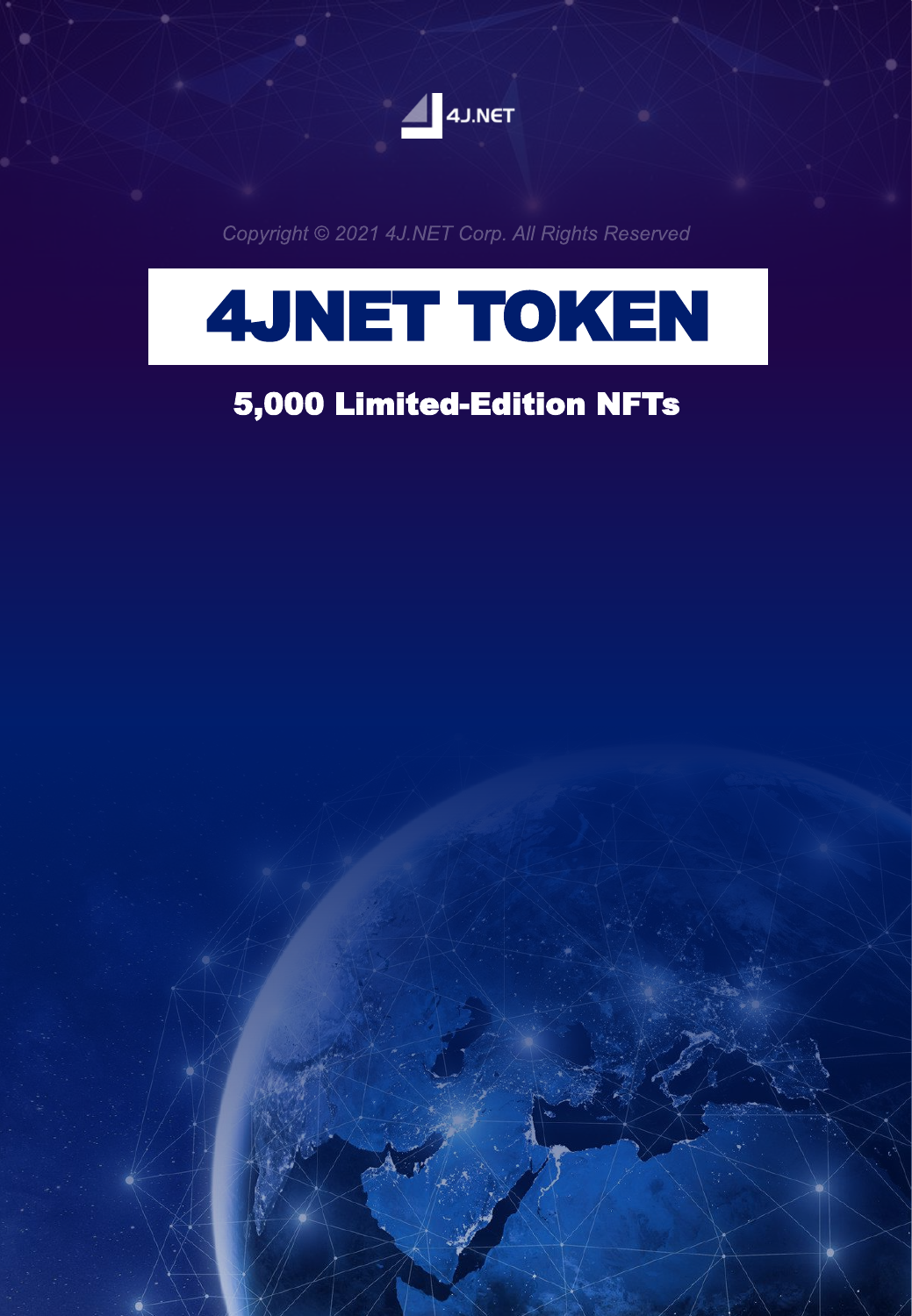4J.NET

*Copyright © 2021 4J.NET Corp. All Rights Reserved*

# 4JNET TOKEN

## 5,000 Limited-Edition NFTs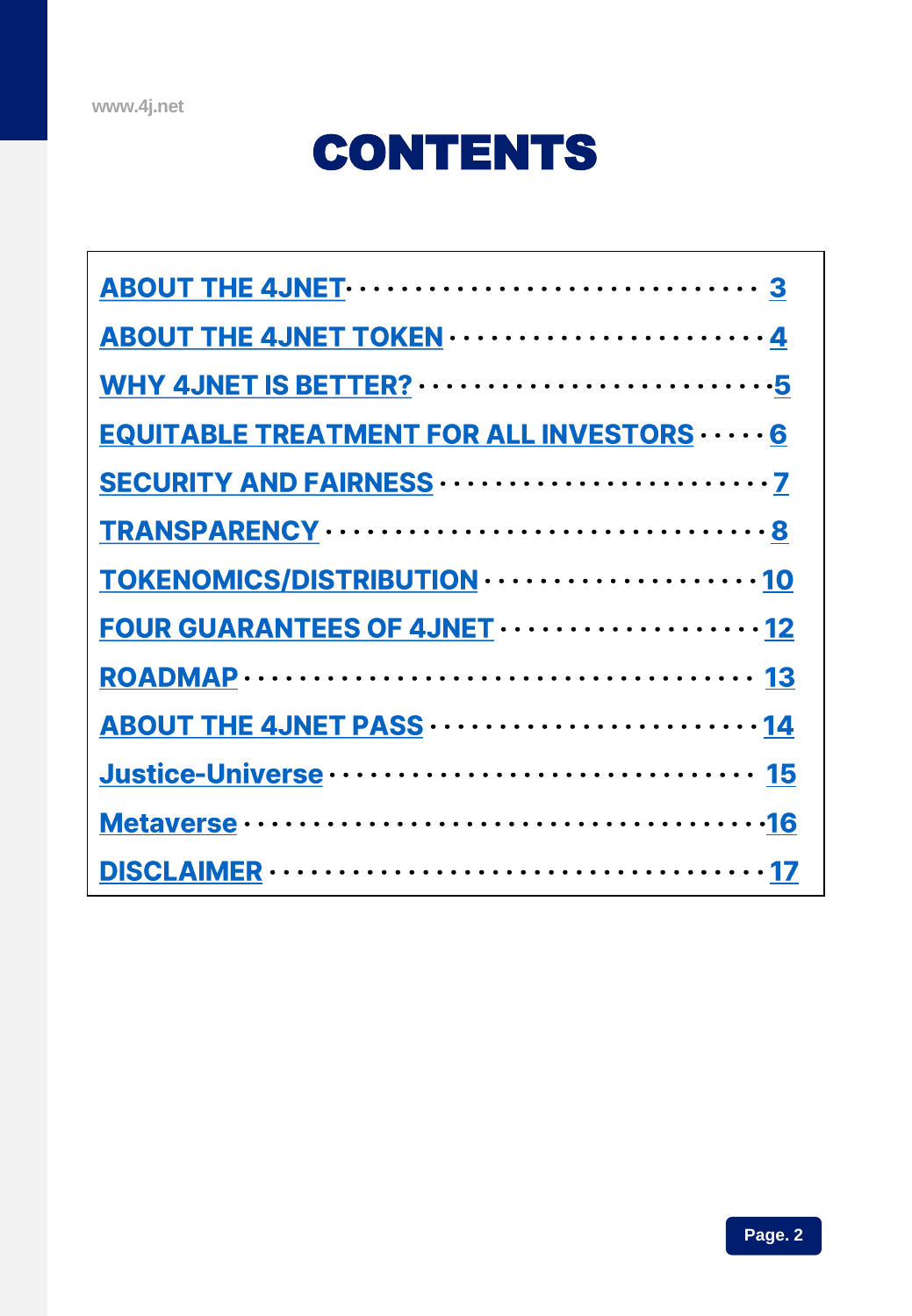# CONTENTS

| | |
|---|---|
| ABOUT THE 4JNET | 3 |
| ABOUT THE 4JNET TOKEN | 4 |
| WHY 4JNET IS BETTER? | 5 |
| EQUITABLE TREATMENT FOR ALL INVESTORS | 6 |
| SECURITY AND FAIRNESS | 7 |
| TRANSPARENCY | 8 |
| TOKENOMICS/DISTRIBUTION | 10 |
| FOUR GUARANTEES OF 4JNET | 12 |
| ROADMAP | 13 |
| ABOUT THE 4JNET PASS | 14 |
| Justice-Universe | 15 |
| Metaverse | 16 |
| DISCLAIMER | 17 |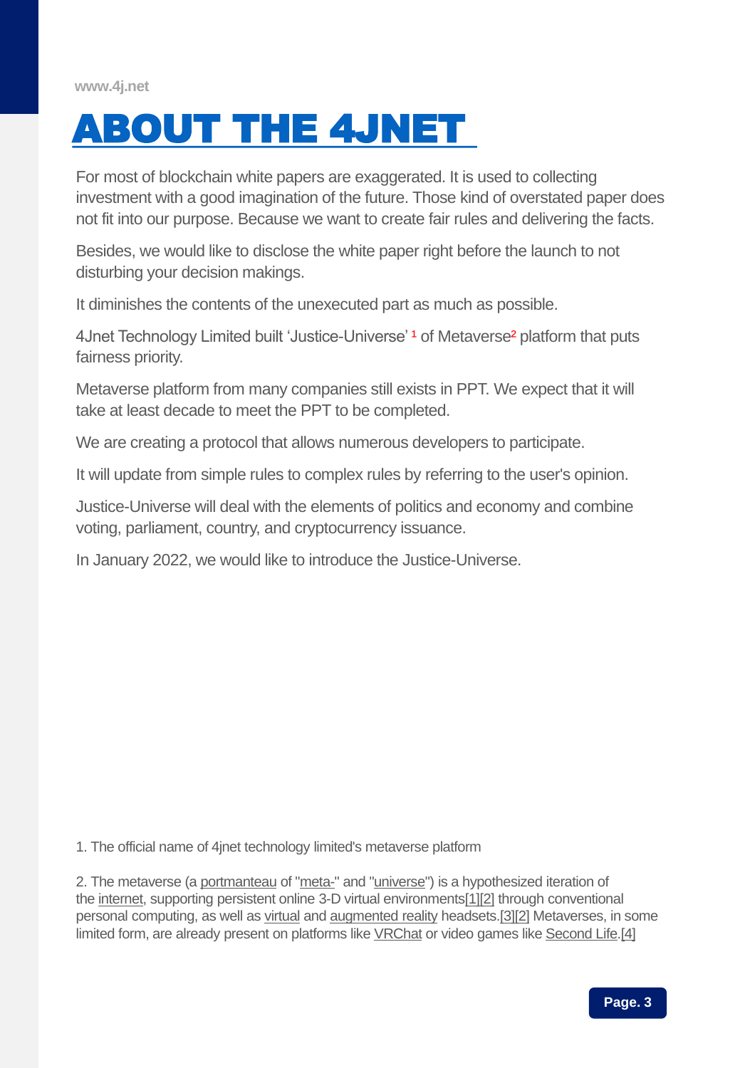# ABOUT THE 4JNET

For most of blockchain white papers are exaggerated. It is used to collecting investment with a good imagination of the future. Those kind of overstated paper does not fit into our purpose. Because we want to create fair rules and delivering the facts.

Besides, we would like to disclose the white paper right before the launch to not disturbing your decision makings.

It diminishes the contents of the unexecuted part as much as possible.

4Jnet Technology Limited built 'Justice-Universe' [1] of Metaverse[2] platform that puts fairness priority.

Metaverse platform from many companies still exists in PPT. We expect that it will take at least decade to meet the PPT to be completed.

We are creating a protocol that allows numerous developers to participate.

It will update from simple rules to complex rules by referring to the user's opinion.

Justice-Universe will deal with the elements of politics and economy and combine voting, parliament, country, and cryptocurrency issuance.

In January 2022, we would like to introduce the Justice-Universe.

1. The official name of 4jnet technology limited's metaverse platform

2. The metaverse (a portmanteau of "meta-" and "universe") is a hypothesized iteration of the internet, supporting persistent online 3-D virtual environments[1][2] through conventional personal computing, as well as virtual and augmented reality headsets.[3][2] Metaverses, in some limited form, are already present on platforms like VRChat or video games like Second Life.[4]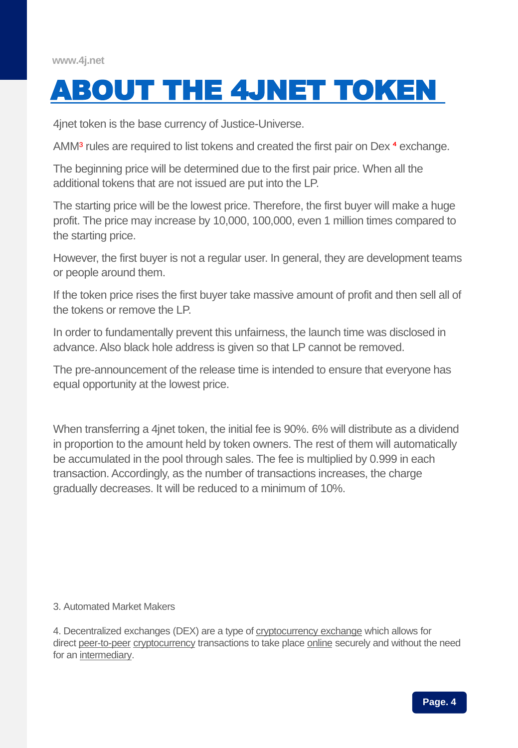# ABOUT THE 4JNET TOKEN

4jnet token is the base currency of Justice-Universe.

AMM[3] rules are required to list tokens and created the first pair on Dex [4] exchange.

The beginning price will be determined due to the first pair price. When all the additional tokens that are not issued are put into the LP.

The starting price will be the lowest price. Therefore, the first buyer will make a huge profit. The price may increase by 10,000, 100,000, even 1 million times compared to the starting price.

However, the first buyer is not a regular user. In general, they are development teams or people around them.

If the token price rises the first buyer take massive amount of profit and then sell all of the tokens or remove the LP.

In order to fundamentally prevent this unfairness, the launch time was disclosed in advance. Also black hole address is given so that LP cannot be removed.

The pre-announcement of the release time is intended to ensure that everyone has equal opportunity at the lowest price.

When transferring a 4jnet token, the initial fee is 90%. 6% will distribute as a dividend in proportion to the amount held by token owners. The rest of them will automatically be accumulated in the pool through sales. The fee is multiplied by 0.999 in each transaction. Accordingly, as the number of transactions increases, the charge gradually decreases. It will be reduced to a minimum of 10%.

3. Automated Market Makers

4. Decentralized exchanges (DEX) are a type of cryptocurrency exchange which allows for direct peer-to-peer cryptocurrency transactions to take place online securely and without the need for an intermediary.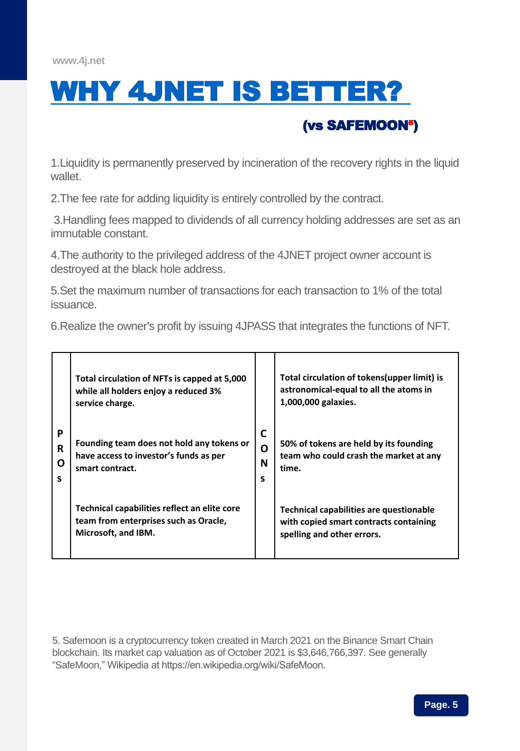# WHY 4JNET IS BETTER?

## (vs SAFEMOON[5])

1.Liquidity is permanently preserved by incineration of the recovery rights in the liquid wallet.

2.The fee rate for adding liquidity is entirely controlled by the contract.

3.Handling fees mapped to dividends of all currency holding addresses are set as an immutable constant.

4.The authority to the privileged address of the 4JNET project owner account is destroyed at the black hole address.

5.Set the maximum number of transactions for each transaction to 1% of the total issuance.

6.Realize the owner's profit by issuing 4JPASS that integrates the functions of NFT.

| | PROS | | CONS |
|---|---|---|---|
| PROS | **Total circulation of NFTs is capped at 5,000 while all holders enjoy a reduced 3% service charge.** | CONS | **Total circulation of tokens(upper limit) is astronomical-equal to all the atoms in 1,000,000 galaxies.** |
| | **Founding team does not hold any tokens or have access to investor's funds as per smart contract.** | | **50% of tokens are held by its founding team who could crash the market at any time.** |
| | **Technical capabilities reflect an elite core team from enterprises such as Oracle, Microsoft, and IBM.** | | **Technical capabilities are questionable with copied smart contracts containing spelling and other errors.** |

5. Safemoon is a cryptocurrency token created in March 2021 on the Binance Smart Chain blockchain. Its market cap valuation as of October 2021 is $3,646,766,397. See generally "SafeMoon," Wikipedia at https://en.wikipedia.org/wiki/SafeMoon.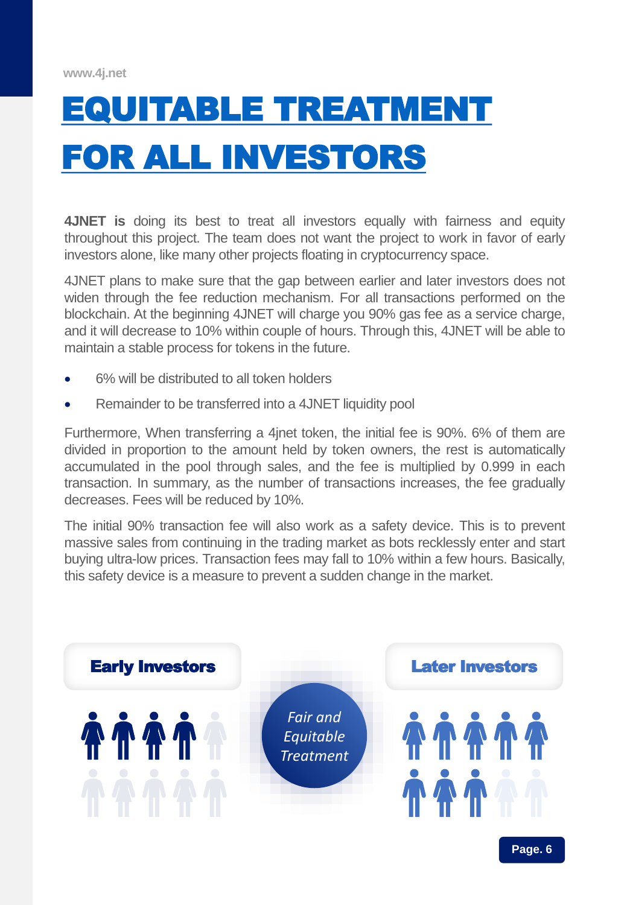# EQUITABLE TREATMENT FOR ALL INVESTORS

**4JNET is** doing its best to treat all investors equally with fairness and equity throughout this project. The team does not want the project to work in favor of early investors alone, like many other projects floating in cryptocurrency space.

4JNET plans to make sure that the gap between earlier and later investors does not widen through the fee reduction mechanism. For all transactions performed on the blockchain. At the beginning 4JNET will charge you 90% gas fee as a service charge, and it will decrease to 10% within couple of hours. Through this, 4JNET will be able to maintain a stable process for tokens in the future.

- 6% will be distributed to all token holders
- Remainder to be transferred into a 4JNET liquidity pool

Furthermore, When transferring a 4jnet token, the initial fee is 90%. 6% of them are divided in proportion to the amount held by token owners, the rest is automatically accumulated in the pool through sales, and the fee is multiplied by 0.999 in each transaction. In summary, as the number of transactions increases, the fee gradually decreases. Fees will be reduced by 10%.

The initial 90% transaction fee will also work as a safety device. This is to prevent massive sales from continuing in the trading market as bots recklessly enter and start buying ultra-low prices. Transaction fees may fall to 10% within a few hours. Basically, this safety device is a measure to prevent a sudden change in the market.

**Early Investors**

*Fair and Equitable Treatment*

**Later Investors**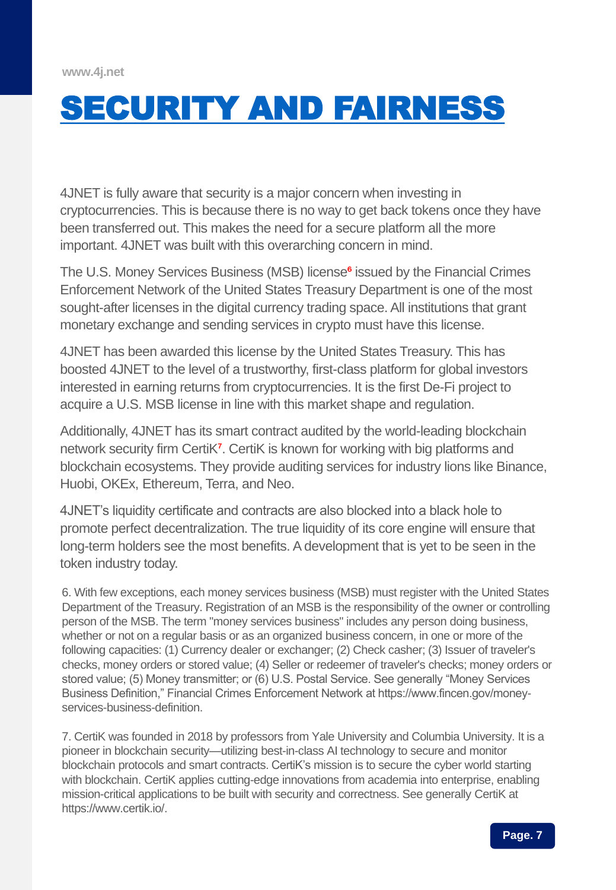# SECURITY AND FAIRNESS

4JNET is fully aware that security is a major concern when investing in cryptocurrencies. This is because there is no way to get back tokens once they have been transferred out. This makes the need for a secure platform all the more important. 4JNET was built with this overarching concern in mind.

The U.S. Money Services Business (MSB) license[6] issued by the Financial Crimes Enforcement Network of the United States Treasury Department is one of the most sought-after licenses in the digital currency trading space. All institutions that grant monetary exchange and sending services in crypto must have this license.

4JNET has been awarded this license by the United States Treasury. This has boosted 4JNET to the level of a trustworthy, first-class platform for global investors interested in earning returns from cryptocurrencies. It is the first De-Fi project to acquire a U.S. MSB license in line with this market shape and regulation.

Additionally, 4JNET has its smart contract audited by the world-leading blockchain network security firm CertiK[7]. CertiK is known for working with big platforms and blockchain ecosystems. They provide auditing services for industry lions like Binance, Huobi, OKEx, Ethereum, Terra, and Neo.

4JNET's liquidity certificate and contracts are also blocked into a black hole to promote perfect decentralization. The true liquidity of its core engine will ensure that long-term holders see the most benefits. A development that is yet to be seen in the token industry today.

6. With few exceptions, each money services business (MSB) must register with the United States Department of the Treasury. Registration of an MSB is the responsibility of the owner or controlling person of the MSB. The term "money services business" includes any person doing business, whether or not on a regular basis or as an organized business concern, in one or more of the following capacities: (1) Currency dealer or exchanger; (2) Check casher; (3) Issuer of traveler's checks, money orders or stored value; (4) Seller or redeemer of traveler's checks; money orders or stored value; (5) Money transmitter; or (6) U.S. Postal Service. See generally "Money Services Business Definition," Financial Crimes Enforcement Network at https://www.fincen.gov/money-services-business-definition.

7. CertiK was founded in 2018 by professors from Yale University and Columbia University. It is a pioneer in blockchain security—utilizing best-in-class AI technology to secure and monitor blockchain protocols and smart contracts. CertiK's mission is to secure the cyber world starting with blockchain. CertiK applies cutting-edge innovations from academia into enterprise, enabling mission-critical applications to be built with security and correctness. See generally CertiK at https://www.certik.io/.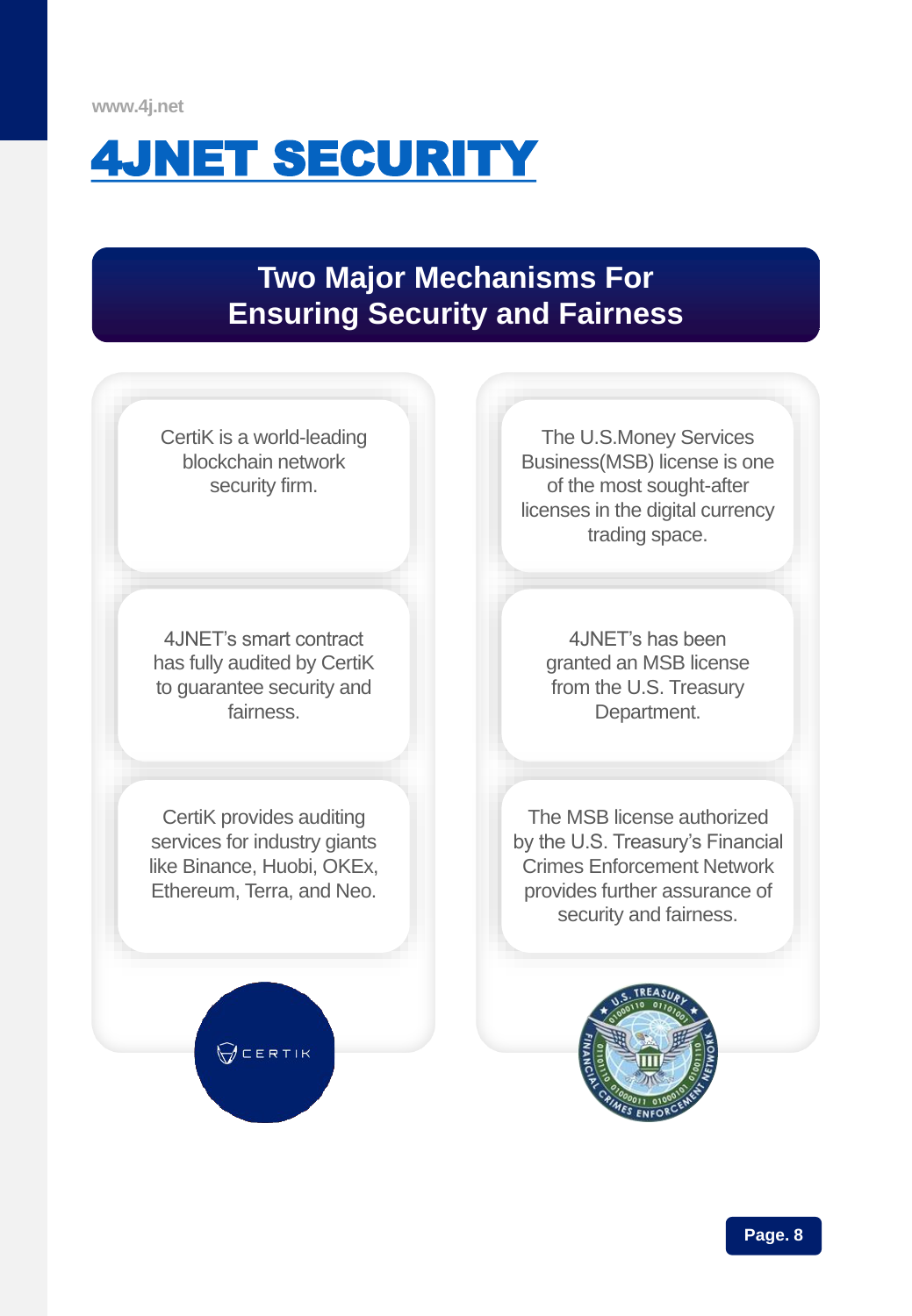# 4JNET SECURITY

## Two Major Mechanisms For Ensuring Security and Fairness

CertiK is a world-leading blockchain network security firm.

4JNET's smart contract has fully audited by CertiK to guarantee security and fairness.

CertiK provides auditing services for industry giants like Binance, Huobi, OKEx, Ethereum, Terra, and Neo.

The U.S.Money Services Business(MSB) license is one of the most sought-after licenses in the digital currency trading space.

4JNET's has been granted an MSB license from the U.S. Treasury Department.

The MSB license authorized by the U.S. Treasury's Financial Crimes Enforcement Network provides further assurance of security and fairness.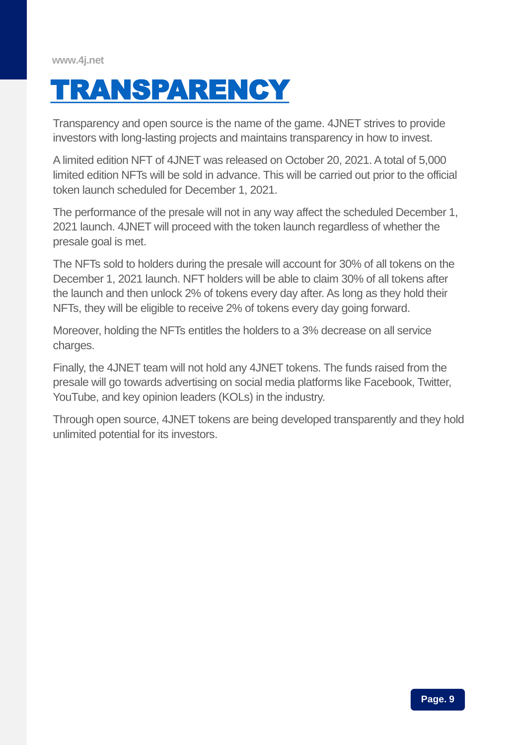# TRANSPARENCY

Transparency and open source is the name of the game. 4JNET strives to provide investors with long-lasting projects and maintains transparency in how to invest.

A limited edition NFT of 4JNET was released on October 20, 2021. A total of 5,000 limited edition NFTs will be sold in advance. This will be carried out prior to the official token launch scheduled for December 1, 2021.

The performance of the presale will not in any way affect the scheduled December 1, 2021 launch. 4JNET will proceed with the token launch regardless of whether the presale goal is met.

The NFTs sold to holders during the presale will account for 30% of all tokens on the December 1, 2021 launch. NFT holders will be able to claim 30% of all tokens after the launch and then unlock 2% of tokens every day after. As long as they hold their NFTs, they will be eligible to receive 2% of tokens every day going forward.

Moreover, holding the NFTs entitles the holders to a 3% decrease on all service charges.

Finally, the 4JNET team will not hold any 4JNET tokens. The funds raised from the presale will go towards advertising on social media platforms like Facebook, Twitter, YouTube, and key opinion leaders (KOLs) in the industry.

Through open source, 4JNET tokens are being developed transparently and they hold unlimited potential for its investors.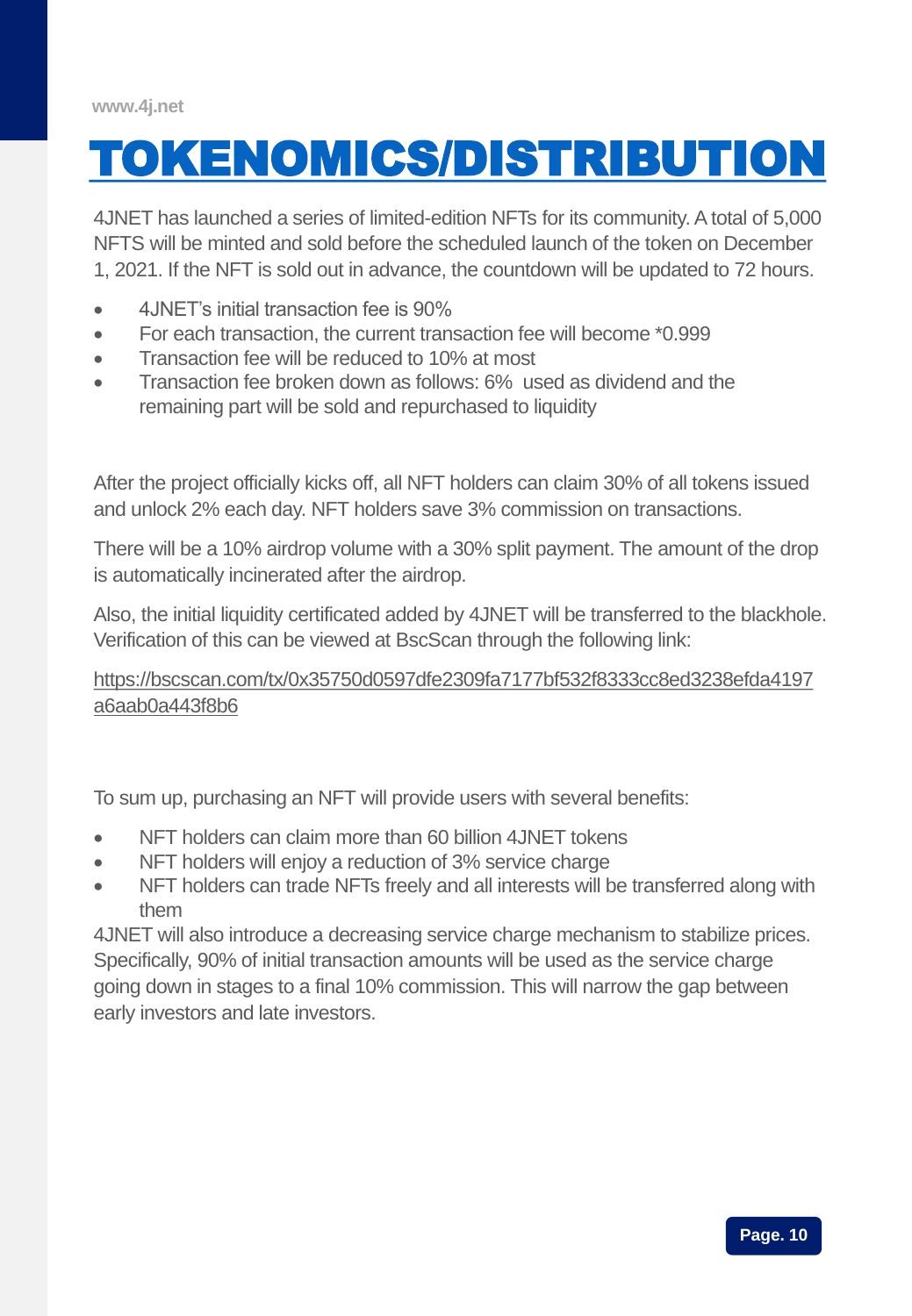# TOKENOMICS/DISTRIBUTION

4JNET has launched a series of limited-edition NFTs for its community. A total of 5,000 NFTS will be minted and sold before the scheduled launch of the token on December 1, 2021. If the NFT is sold out in advance, the countdown will be updated to 72 hours.

- 4JNET's initial transaction fee is 90%
- For each transaction, the current transaction fee will become *0.999
- Transaction fee will be reduced to 10% at most
- Transaction fee broken down as follows: 6% used as dividend and the remaining part will be sold and repurchased to liquidity

After the project officially kicks off, all NFT holders can claim 30% of all tokens issued and unlock 2% each day. NFT holders save 3% commission on transactions.

There will be a 10% airdrop volume with a 30% split payment. The amount of the drop is automatically incinerated after the airdrop.

Also, the initial liquidity certificated added by 4JNET will be transferred to the blackhole. Verification of this can be viewed at BscScan through the following link:

https://bscscan.com/tx/0x35750d0597dfe2309fa7177bf532f8333cc8ed3238efda4197a6aab0a443f8b6

To sum up, purchasing an NFT will provide users with several benefits:

- NFT holders can claim more than 60 billion 4JNET tokens
- NFT holders will enjoy a reduction of 3% service charge
- NFT holders can trade NFTs freely and all interests will be transferred along with them

4JNET will also introduce a decreasing service charge mechanism to stabilize prices. Specifically, 90% of initial transaction amounts will be used as the service charge going down in stages to a final 10% commission. This will narrow the gap between early investors and late investors.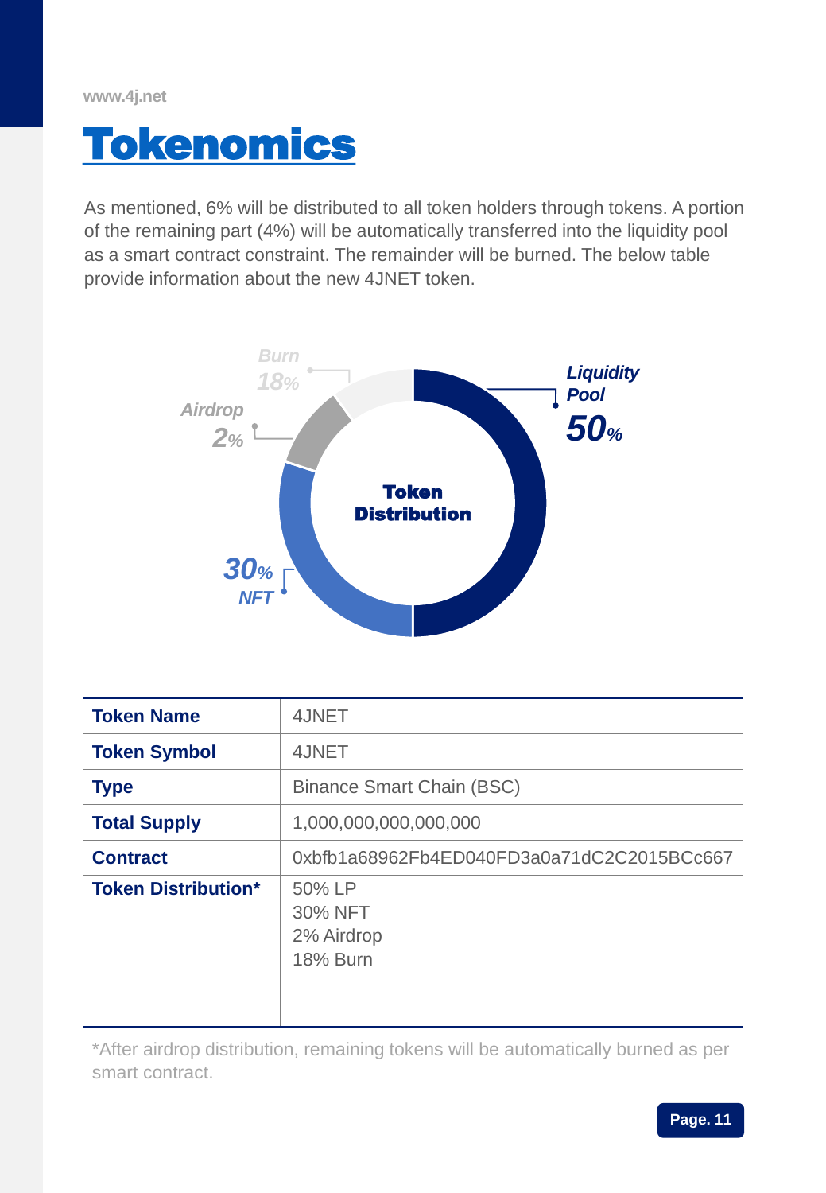# Tokenomics

As mentioned, 6% will be distributed to all token holders through tokens. A portion of the remaining part (4%) will be automatically transferred into the liquidity pool as a smart contract constraint. The remainder will be burned. The below table provide information about the new 4JNET token.

**Token Distribution**

- Liquidity Pool 50%
- NFT 30%
- Airdrop 2%
- Burn 18%

| Token Name | 4JNET |
|---|---|
| **Token Symbol** | 4JNET |
| **Type** | Binance Smart Chain (BSC) |
| **Total Supply** | 1,000,000,000,000,000 |
| **Contract** | 0xbfb1a68962Fb4ED040FD3a0a71dC2C2015BCc667 |
| **Token Distribution*** | 50% LP<br>30% NFT<br>2% Airdrop<br>18% Burn |

*After airdrop distribution, remaining tokens will be automatically burned as per smart contract.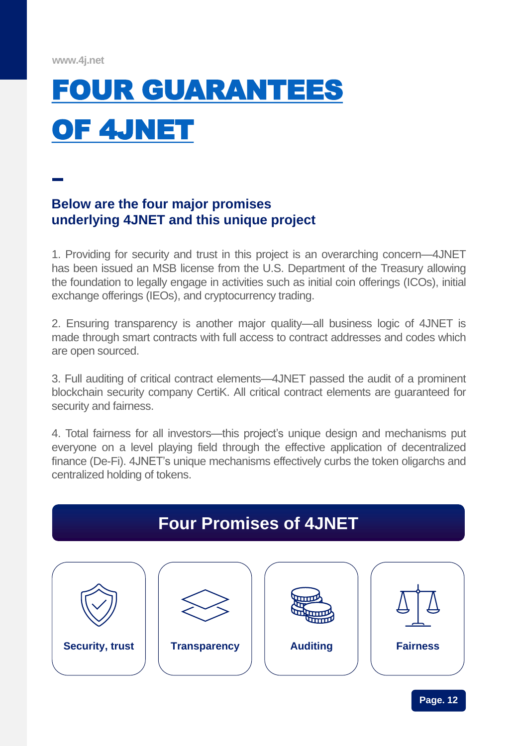# FOUR GUARANTEES OF 4JNET

### Below are the four major promises underlying 4JNET and this unique project

1. Providing for security and trust in this project is an overarching concern—4JNET has been issued an MSB license from the U.S. Department of the Treasury allowing the foundation to legally engage in activities such as initial coin offerings (ICOs), initial exchange offerings (IEOs), and cryptocurrency trading.

2. Ensuring transparency is another major quality—all business logic of 4JNET is made through smart contracts with full access to contract addresses and codes which are open sourced.

3. Full auditing of critical contract elements—4JNET passed the audit of a prominent blockchain security company CertiK. All critical contract elements are guaranteed for security and fairness.

4. Total fairness for all investors—this project's unique design and mechanisms put everyone on a level playing field through the effective application of decentralized finance (De-Fi). 4JNET's unique mechanisms effectively curbs the token oligarchs and centralized holding of tokens.

## Four Promises of 4JNET

**Security, trust**

**Transparency**

**Auditing**

**Fairness**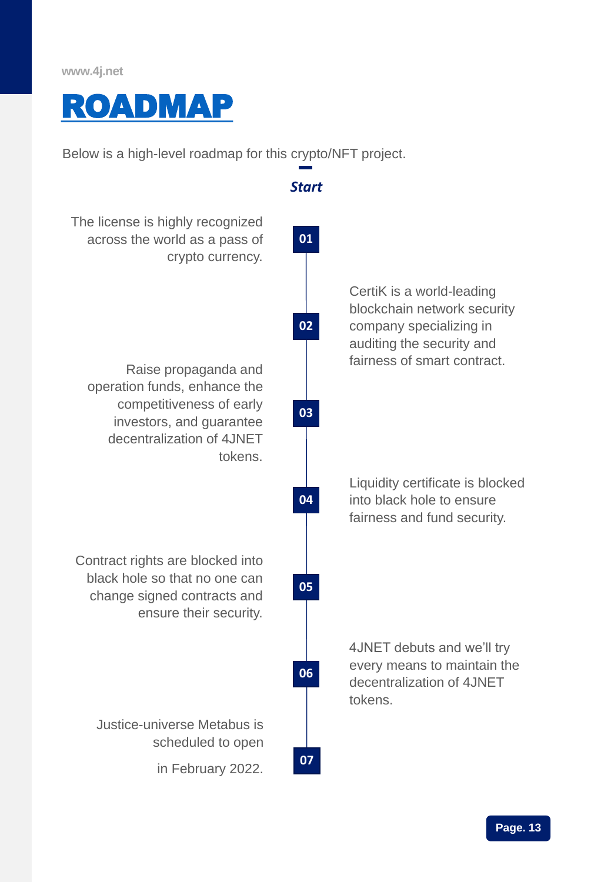# ROADMAP

Below is a high-level roadmap for this crypto/NFT project.

***Start***

**01**
The license is highly recognized across the world as a pass of crypto currency.

**02**
CertiK is a world-leading blockchain network security company specializing in auditing the security and fairness of smart contract.

**03**
Raise propaganda and operation funds, enhance the competitiveness of early investors, and guarantee decentralization of 4JNET tokens.

**04**
Liquidity certificate is blocked into black hole to ensure fairness and fund security.

**05**
Contract rights are blocked into black hole so that no one can change signed contracts and ensure their security.

**06**
4JNET debuts and we'll try every means to maintain the decentralization of 4JNET tokens.

**07**
Justice-universe Metabus is scheduled to open

in February 2022.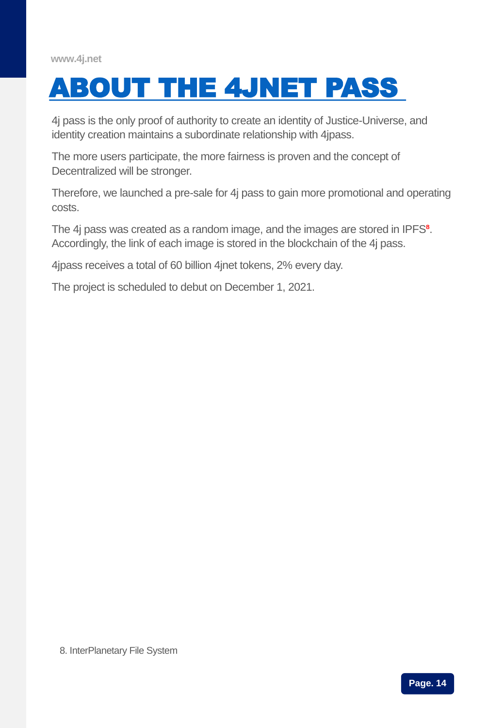# ABOUT THE 4JNET PASS

4j pass is the only proof of authority to create an identity of Justice-Universe, and identity creation maintains a subordinate relationship with 4jpass.

The more users participate, the more fairness is proven and the concept of Decentralized will be stronger.

Therefore, we launched a pre-sale for 4j pass to gain more promotional and operating costs.

The 4j pass was created as a random image, and the images are stored in IPFS[8]. Accordingly, the link of each image is stored in the blockchain of the 4j pass.

4jpass receives a total of 60 billion 4jnet tokens, 2% every day.

The project is scheduled to debut on December 1, 2021.

8. InterPlanetary File System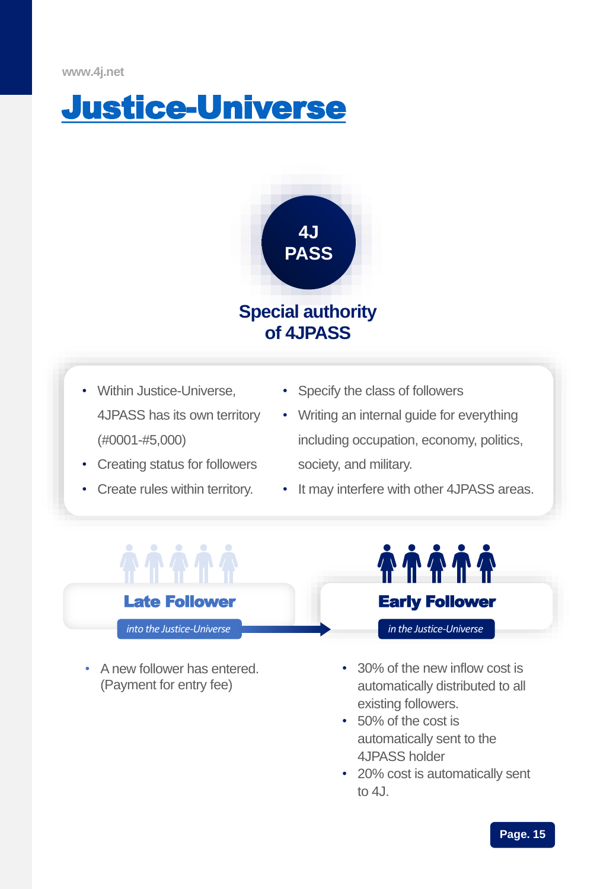# Justice-Universe

**4J PASS**

## Special authority of 4JPASS

- Within Justice-Universe, 4JPASS has its own territory (#0001-#5,000)
- Creating status for followers
- Create rules within territory.
- Specify the class of followers
- Writing an internal guide for everything including occupation, economy, politics, society, and military.
- It may interfere with other 4JPASS areas.

### Late Follower

*into the Justice-Universe*

- A new follower has entered. (Payment for entry fee)

### Early Follower

*in the Justice-Universe*

- 30% of the new inflow cost is automatically distributed to all existing followers.
- 50% of the cost is automatically sent to the 4JPASS holder
- 20% cost is automatically sent to 4J.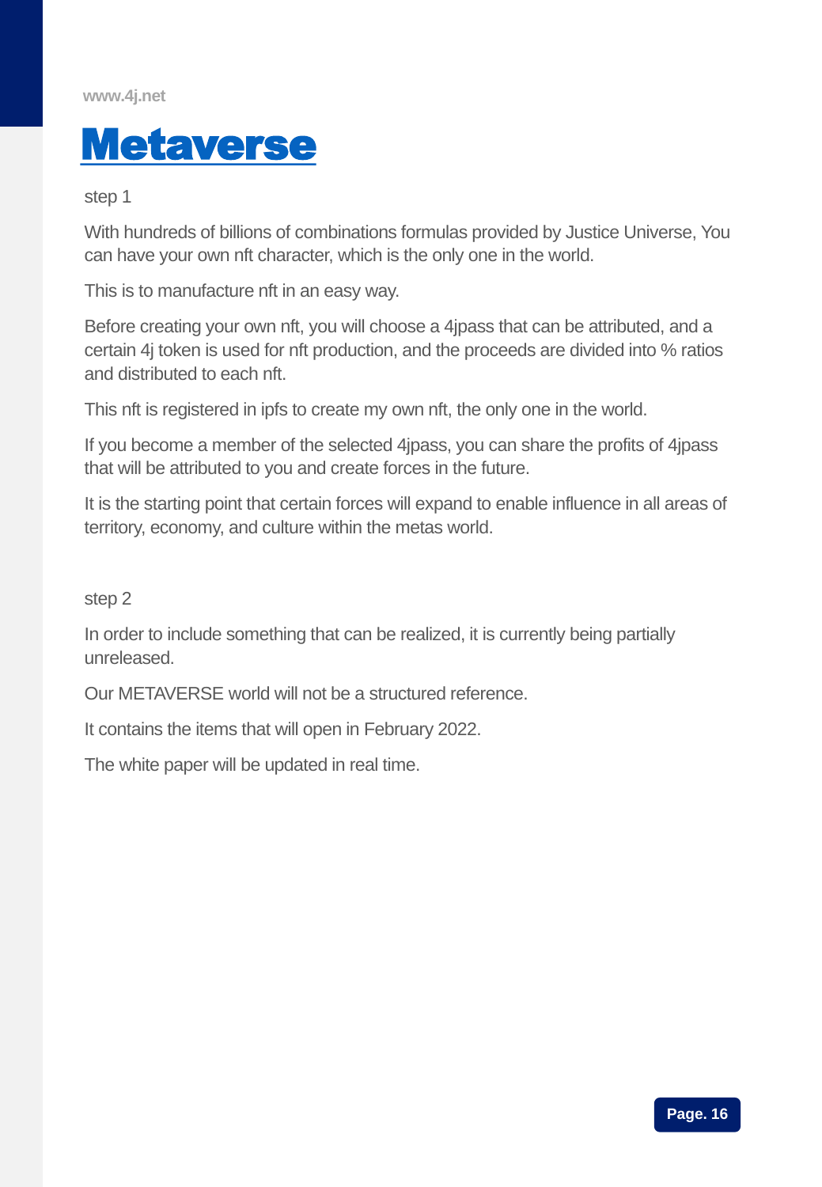# Metaverse

step 1

With hundreds of billions of combinations formulas provided by Justice Universe, You can have your own nft character, which is the only one in the world.

This is to manufacture nft in an easy way.

Before creating your own nft, you will choose a 4jpass that can be attributed, and a certain 4j token is used for nft production, and the proceeds are divided into % ratios and distributed to each nft.

This nft is registered in ipfs to create my own nft, the only one in the world.

If you become a member of the selected 4jpass, you can share the profits of 4jpass that will be attributed to you and create forces in the future.

It is the starting point that certain forces will expand to enable influence in all areas of territory, economy, and culture within the metas world.

step 2

In order to include something that can be realized, it is currently being partially unreleased.

Our METAVERSE world will not be a structured reference.

It contains the items that will open in February 2022.

The white paper will be updated in real time.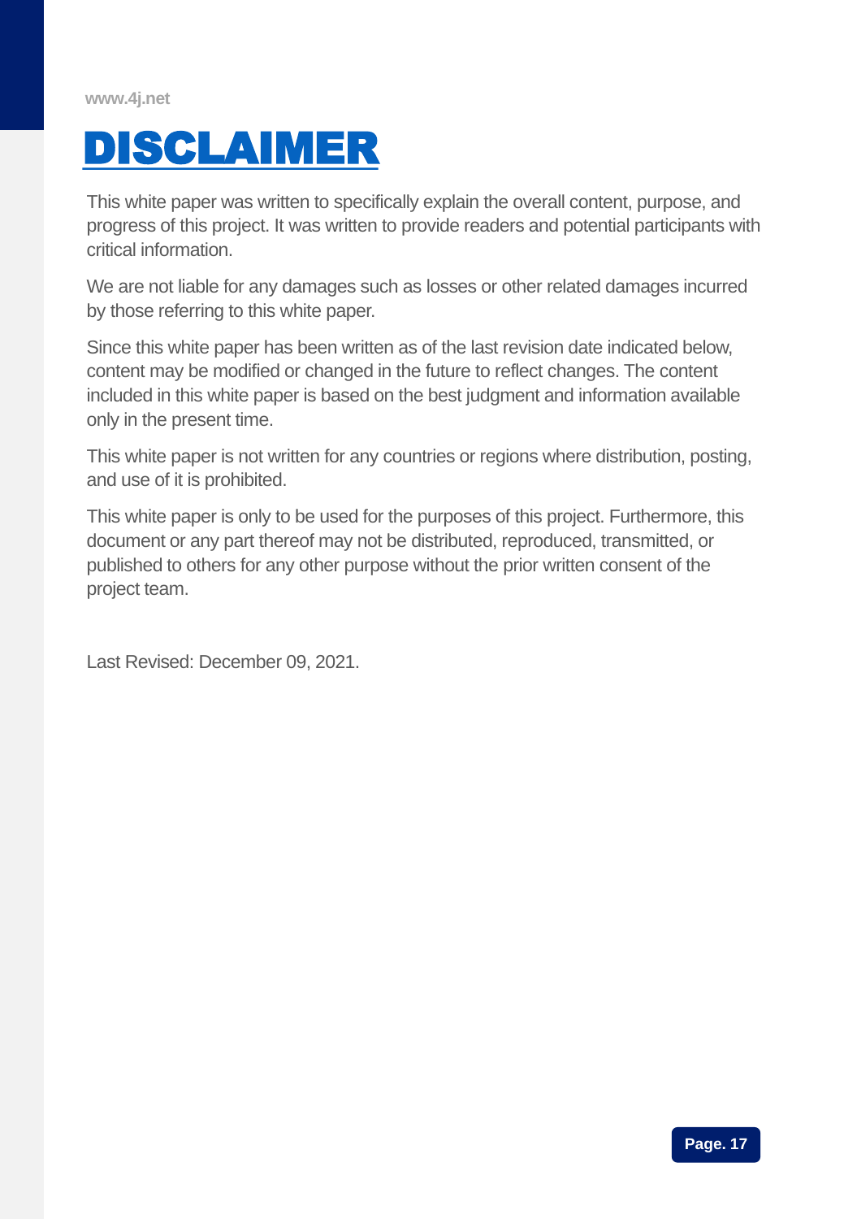# DISCLAIMER

This white paper was written to specifically explain the overall content, purpose, and progress of this project. It was written to provide readers and potential participants with critical information.

We are not liable for any damages such as losses or other related damages incurred by those referring to this white paper.

Since this white paper has been written as of the last revision date indicated below, content may be modified or changed in the future to reflect changes. The content included in this white paper is based on the best judgment and information available only in the present time.

This white paper is not written for any countries or regions where distribution, posting, and use of it is prohibited.

This white paper is only to be used for the purposes of this project. Furthermore, this document or any part thereof may not be distributed, reproduced, transmitted, or published to others for any other purpose without the prior written consent of the project team.

Last Revised: December 09, 2021.